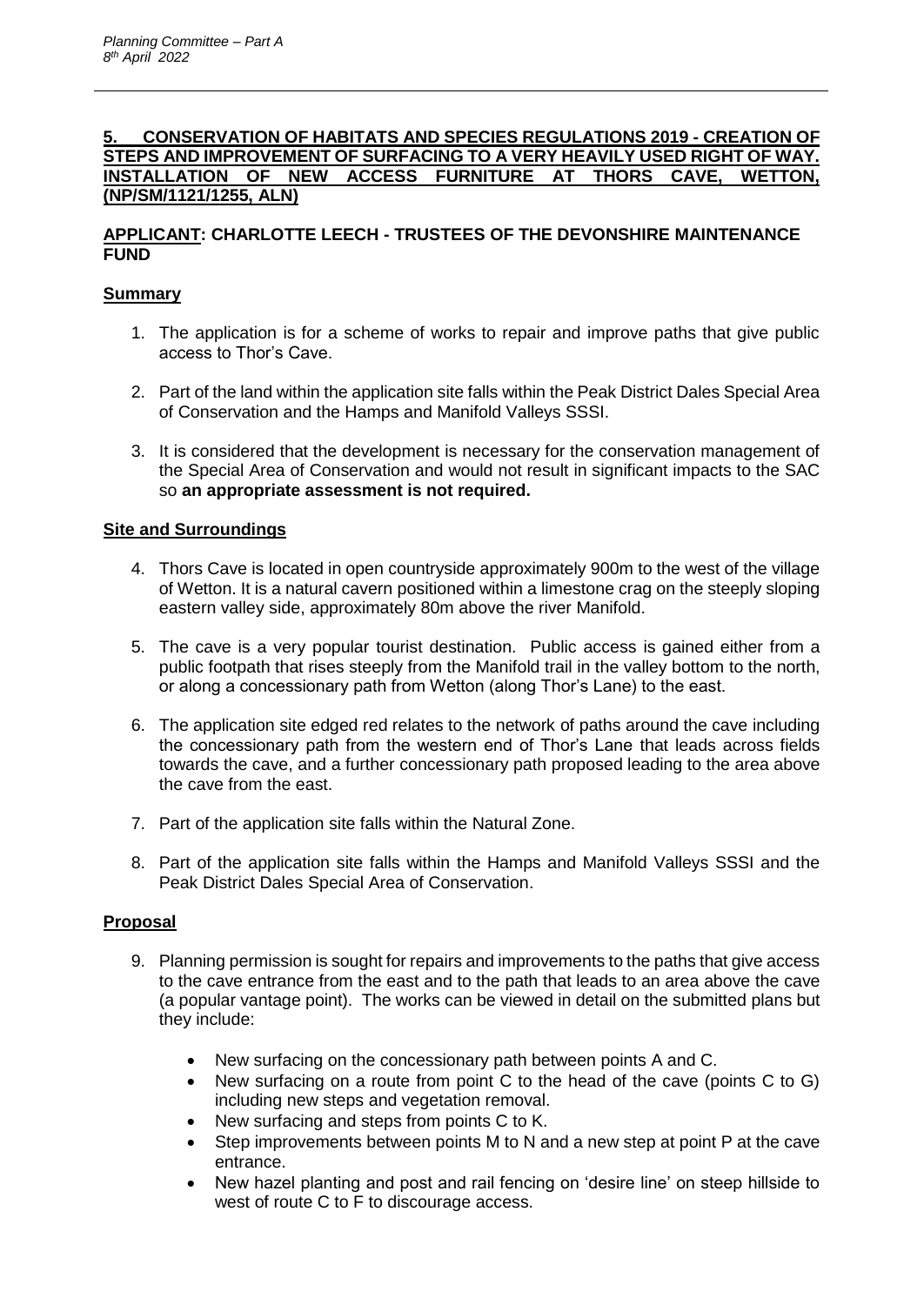**5. CONSERVATION OF HABITATS AND SPECIES REGULATIONS 2019 - CREATION OF STEPS AND IMPROVEMENT OF SURFACING TO A VERY HEAVILY USED RIGHT OF WAY. INSTALLATION OF NEW ACCESS FURNITURE AT THORS CAVE, WETTON, (NP/SM/1121/1255, ALN)**

**APPLICANT: CHARLOTTE LEECH - TRUSTEES OF THE DEVONSHIRE MAINTENANCE FUND**

**Summary**

1. The application is for a scheme of works to repair and improve paths that give public access to Thor's Cave.

2. Part of the land within the application site falls within the Peak District Dales Special Area of Conservation and the Hamps and Manifold Valleys SSSI.

3. It is considered that the development is necessary for the conservation management of the Special Area of Conservation and would not result in significant impacts to the SAC so **an appropriate assessment is not required.**

**Site and Surroundings**

4. Thors Cave is located in open countryside approximately 900m to the west of the village of Wetton. It is a natural cavern positioned within a limestone crag on the steeply sloping eastern valley side, approximately 80m above the river Manifold.

5. The cave is a very popular tourist destination. Public access is gained either from a public footpath that rises steeply from the Manifold trail in the valley bottom to the north, or along a concessionary path from Wetton (along Thor's Lane) to the east.

6. The application site edged red relates to the network of paths around the cave including the concessionary path from the western end of Thor's Lane that leads across fields towards the cave, and a further concessionary path proposed leading to the area above the cave from the east.

7. Part of the application site falls within the Natural Zone.

8. Part of the application site falls within the Hamps and Manifold Valleys SSSI and the Peak District Dales Special Area of Conservation.

**Proposal**

9. Planning permission is sought for repairs and improvements to the paths that give access to the cave entrance from the east and to the path that leads to an area above the cave (a popular vantage point). The works can be viewed in detail on the submitted plans but they include:

   - New surfacing on the concessionary path between points A and C.
   - New surfacing on a route from point C to the head of the cave (points C to G) including new steps and vegetation removal.
   - New surfacing and steps from points C to K.
   - Step improvements between points M to N and a new step at point P at the cave entrance.
   - New hazel planting and post and rail fencing on 'desire line' on steep hillside to west of route C to F to discourage access.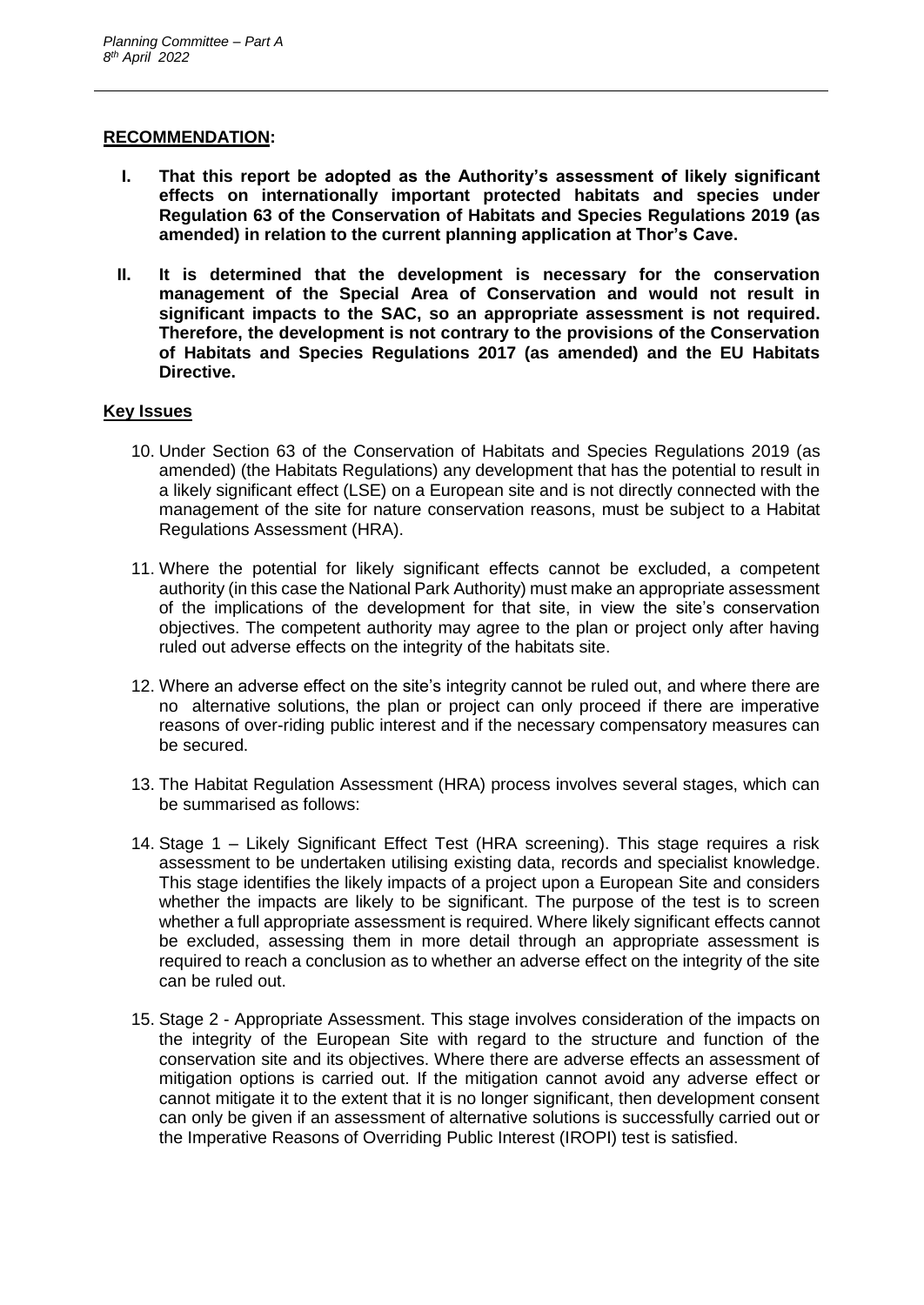**RECOMMENDATION:**

- **I. That this report be adopted as the Authority's assessment of likely significant effects on internationally important protected habitats and species under Regulation 63 of the Conservation of Habitats and Species Regulations 2019 (as amended) in relation to the current planning application at Thor's Cave.**

- **II. It is determined that the development is necessary for the conservation management of the Special Area of Conservation and would not result in significant impacts to the SAC, so an appropriate assessment is not required. Therefore, the development is not contrary to the provisions of the Conservation of Habitats and Species Regulations 2017 (as amended) and the EU Habitats Directive.**

**Key Issues**

10. Under Section 63 of the Conservation of Habitats and Species Regulations 2019 (as amended) (the Habitats Regulations) any development that has the potential to result in a likely significant effect (LSE) on a European site and is not directly connected with the management of the site for nature conservation reasons, must be subject to a Habitat Regulations Assessment (HRA).

11. Where the potential for likely significant effects cannot be excluded, a competent authority (in this case the National Park Authority) must make an appropriate assessment of the implications of the development for that site, in view the site's conservation objectives. The competent authority may agree to the plan or project only after having ruled out adverse effects on the integrity of the habitats site.

12. Where an adverse effect on the site's integrity cannot be ruled out, and where there are no alternative solutions, the plan or project can only proceed if there are imperative reasons of over-riding public interest and if the necessary compensatory measures can be secured.

13. The Habitat Regulation Assessment (HRA) process involves several stages, which can be summarised as follows:

14. Stage 1 – Likely Significant Effect Test (HRA screening). This stage requires a risk assessment to be undertaken utilising existing data, records and specialist knowledge. This stage identifies the likely impacts of a project upon a European Site and considers whether the impacts are likely to be significant. The purpose of the test is to screen whether a full appropriate assessment is required. Where likely significant effects cannot be excluded, assessing them in more detail through an appropriate assessment is required to reach a conclusion as to whether an adverse effect on the integrity of the site can be ruled out.

15. Stage 2 - Appropriate Assessment. This stage involves consideration of the impacts on the integrity of the European Site with regard to the structure and function of the conservation site and its objectives. Where there are adverse effects an assessment of mitigation options is carried out. If the mitigation cannot avoid any adverse effect or cannot mitigate it to the extent that it is no longer significant, then development consent can only be given if an assessment of alternative solutions is successfully carried out or the Imperative Reasons of Overriding Public Interest (IROPI) test is satisfied.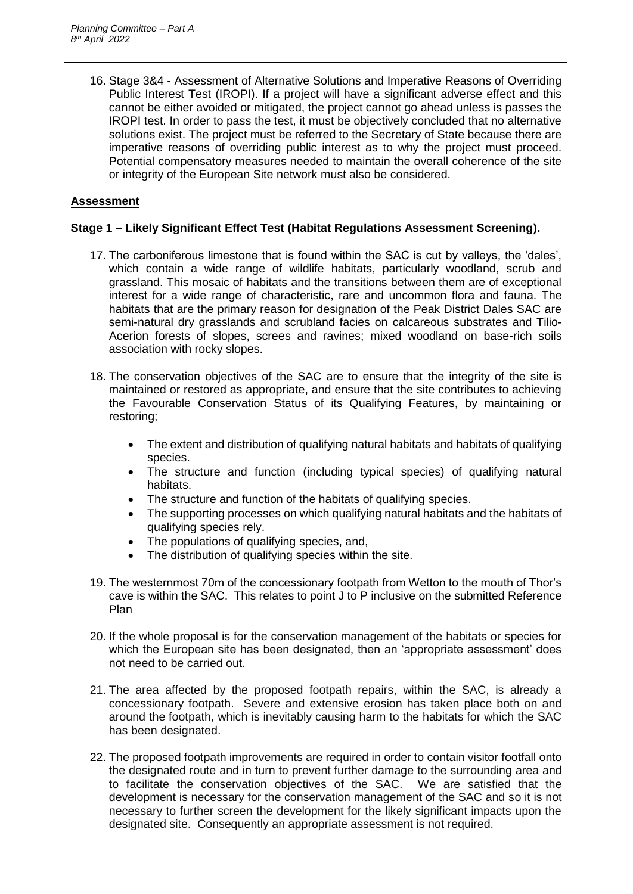16. Stage 3&4 - Assessment of Alternative Solutions and Imperative Reasons of Overriding Public Interest Test (IROPI). If a project will have a significant adverse effect and this cannot be either avoided or mitigated, the project cannot go ahead unless is passes the IROPI test. In order to pass the test, it must be objectively concluded that no alternative solutions exist. The project must be referred to the Secretary of State because there are imperative reasons of overriding public interest as to why the project must proceed. Potential compensatory measures needed to maintain the overall coherence of the site or integrity of the European Site network must also be considered.

## Assessment

### Stage 1 – Likely Significant Effect Test (Habitat Regulations Assessment Screening).

17. The carboniferous limestone that is found within the SAC is cut by valleys, the 'dales', which contain a wide range of wildlife habitats, particularly woodland, scrub and grassland. This mosaic of habitats and the transitions between them are of exceptional interest for a wide range of characteristic, rare and uncommon flora and fauna. The habitats that are the primary reason for designation of the Peak District Dales SAC are semi-natural dry grasslands and scrubland facies on calcareous substrates and Tilio-Acerion forests of slopes, screes and ravines; mixed woodland on base-rich soils association with rocky slopes.

18. The conservation objectives of the SAC are to ensure that the integrity of the site is maintained or restored as appropriate, and ensure that the site contributes to achieving the Favourable Conservation Status of its Qualifying Features, by maintaining or restoring;

    - The extent and distribution of qualifying natural habitats and habitats of qualifying species.
    - The structure and function (including typical species) of qualifying natural habitats.
    - The structure and function of the habitats of qualifying species.
    - The supporting processes on which qualifying natural habitats and the habitats of qualifying species rely.
    - The populations of qualifying species, and,
    - The distribution of qualifying species within the site.

19. The westernmost 70m of the concessionary footpath from Wetton to the mouth of Thor's cave is within the SAC. This relates to point J to P inclusive on the submitted Reference Plan

20. If the whole proposal is for the conservation management of the habitats or species for which the European site has been designated, then an 'appropriate assessment' does not need to be carried out.

21. The area affected by the proposed footpath repairs, within the SAC, is already a concessionary footpath. Severe and extensive erosion has taken place both on and around the footpath, which is inevitably causing harm to the habitats for which the SAC has been designated.

22. The proposed footpath improvements are required in order to contain visitor footfall onto the designated route and in turn to prevent further damage to the surrounding area and to facilitate the conservation objectives of the SAC. We are satisfied that the development is necessary for the conservation management of the SAC and so it is not necessary to further screen the development for the likely significant impacts upon the designated site. Consequently an appropriate assessment is not required.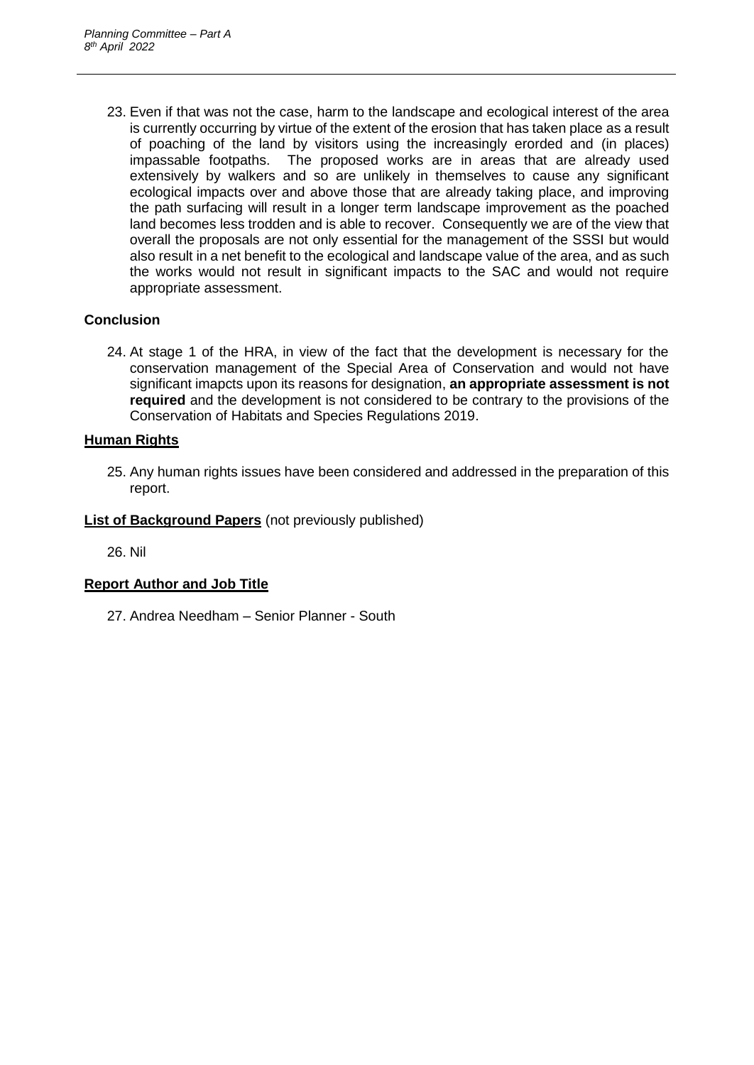23. Even if that was not the case, harm to the landscape and ecological interest of the area is currently occurring by virtue of the extent of the erosion that has taken place as a result of poaching of the land by visitors using the increasingly erorded and (in places) impassable footpaths. The proposed works are in areas that are already used extensively by walkers and so are unlikely in themselves to cause any significant ecological impacts over and above those that are already taking place, and improving the path surfacing will result in a longer term landscape improvement as the poached land becomes less trodden and is able to recover. Consequently we are of the view that overall the proposals are not only essential for the management of the SSSI but would also result in a net benefit to the ecological and landscape value of the area, and as such the works would not result in significant impacts to the SAC and would not require appropriate assessment.

**Conclusion**

24. At stage 1 of the HRA, in view of the fact that the development is necessary for the conservation management of the Special Area of Conservation and would not have significant imapcts upon its reasons for designation, **an appropriate assessment is not required** and the development is not considered to be contrary to the provisions of the Conservation of Habitats and Species Regulations 2019.

**Human Rights**

25. Any human rights issues have been considered and addressed in the preparation of this report.

**List of Background Papers** (not previously published)

26. Nil

**Report Author and Job Title**

27. Andrea Needham – Senior Planner - South